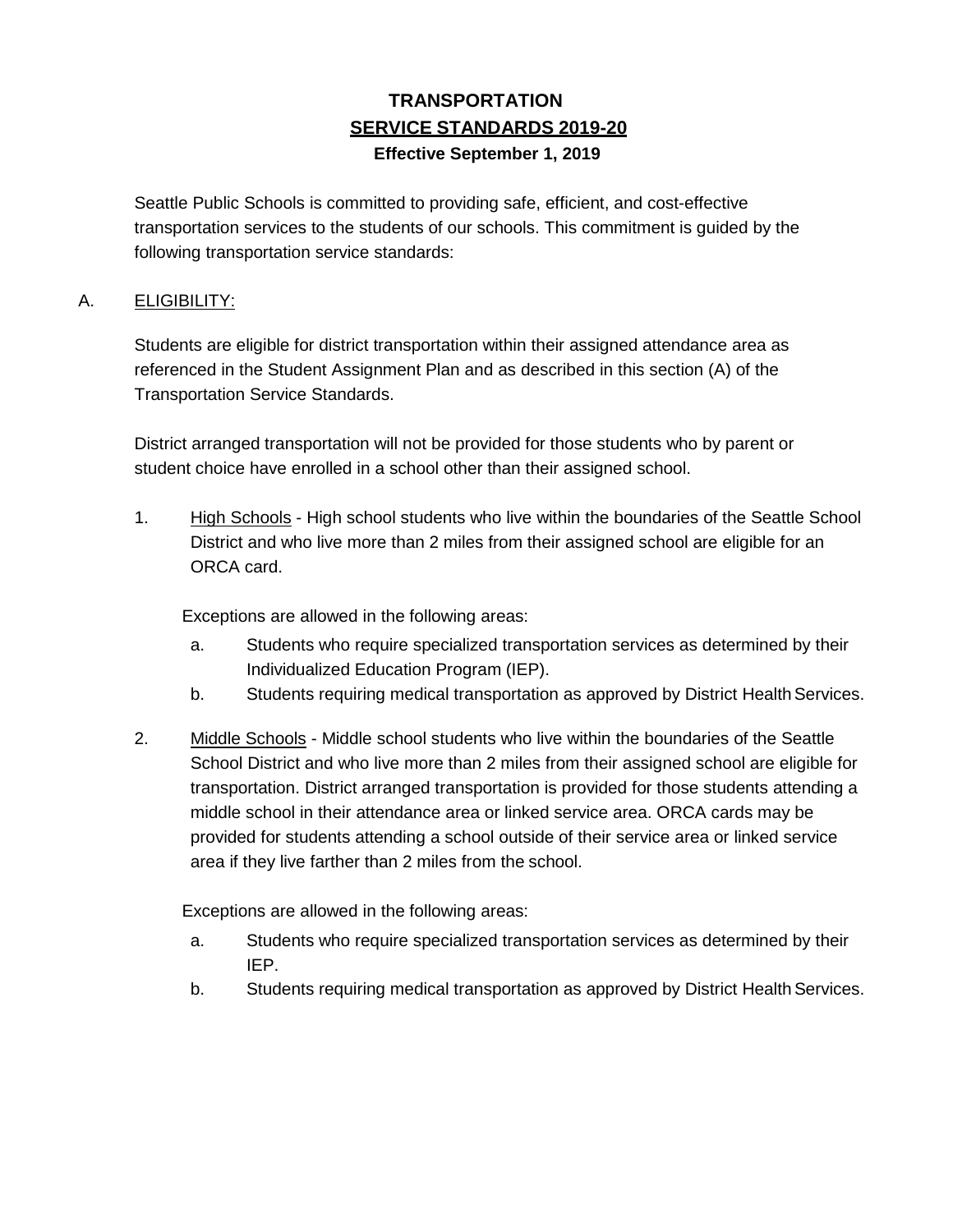# TRANSPORTATION

## SERVICE STANDARDS 2019-20

**Effective September 1, 2019**

Seattle Public Schools is committed to providing safe, efficient, and cost-effective transportation services to the students of our schools. This commitment is guided by the following transportation service standards:

A. ELIGIBILITY:

Students are eligible for district transportation within their assigned attendance area as referenced in the Student Assignment Plan and as described in this section (A) of the Transportation Service Standards.

District arranged transportation will not be provided for those students who by parent or student choice have enrolled in a school other than their assigned school.

1. High Schools - High school students who live within the boundaries of the Seattle School District and who live more than 2 miles from their assigned school are eligible for an ORCA card.

   Exceptions are allowed in the following areas:

   a. Students who require specialized transportation services as determined by their Individualized Education Program (IEP).
   b. Students requiring medical transportation as approved by District Health Services.

2. Middle Schools - Middle school students who live within the boundaries of the Seattle School District and who live more than 2 miles from their assigned school are eligible for transportation. District arranged transportation is provided for those students attending a middle school in their attendance area or linked service area. ORCA cards may be provided for students attending a school outside of their service area or linked service area if they live farther than 2 miles from the school.

   Exceptions are allowed in the following areas:

   a. Students who require specialized transportation services as determined by their IEP.
   b. Students requiring medical transportation as approved by District Health Services.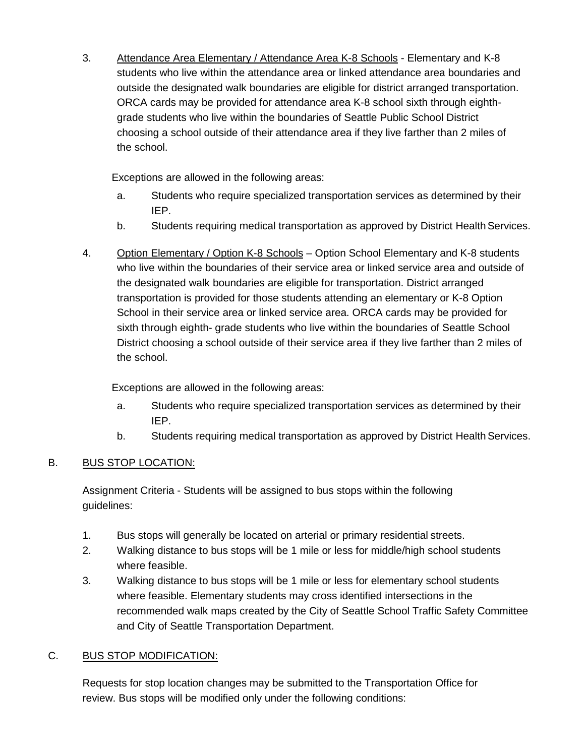3. <u>Attendance Area Elementary / Attendance Area K-8 Schools</u> - Elementary and K-8 students who live within the attendance area or linked attendance area boundaries and outside the designated walk boundaries are eligible for district arranged transportation. ORCA cards may be provided for attendance area K-8 school sixth through eighth-grade students who live within the boundaries of Seattle Public School District choosing a school outside of their attendance area if they live farther than 2 miles of the school.

   Exceptions are allowed in the following areas:

   a. Students who require specialized transportation services as determined by their IEP.
   b. Students requiring medical transportation as approved by District Health Services.

4. <u>Option Elementary / Option K-8 Schools</u> – Option School Elementary and K-8 students who live within the boundaries of their service area or linked service area and outside of the designated walk boundaries are eligible for transportation. District arranged transportation is provided for those students attending an elementary or K-8 Option School in their service area or linked service area. ORCA cards may be provided for sixth through eighth- grade students who live within the boundaries of Seattle School District choosing a school outside of their service area if they live farther than 2 miles of the school.

   Exceptions are allowed in the following areas:

   a. Students who require specialized transportation services as determined by their IEP.
   b. Students requiring medical transportation as approved by District Health Services.

B. <u>BUS STOP LOCATION:</u>

Assignment Criteria - Students will be assigned to bus stops within the following guidelines:

1. Bus stops will generally be located on arterial or primary residential streets.
2. Walking distance to bus stops will be 1 mile or less for middle/high school students where feasible.
3. Walking distance to bus stops will be 1 mile or less for elementary school students where feasible. Elementary students may cross identified intersections in the recommended walk maps created by the City of Seattle School Traffic Safety Committee and City of Seattle Transportation Department.

C. <u>BUS STOP MODIFICATION:</u>

Requests for stop location changes may be submitted to the Transportation Office for review. Bus stops will be modified only under the following conditions: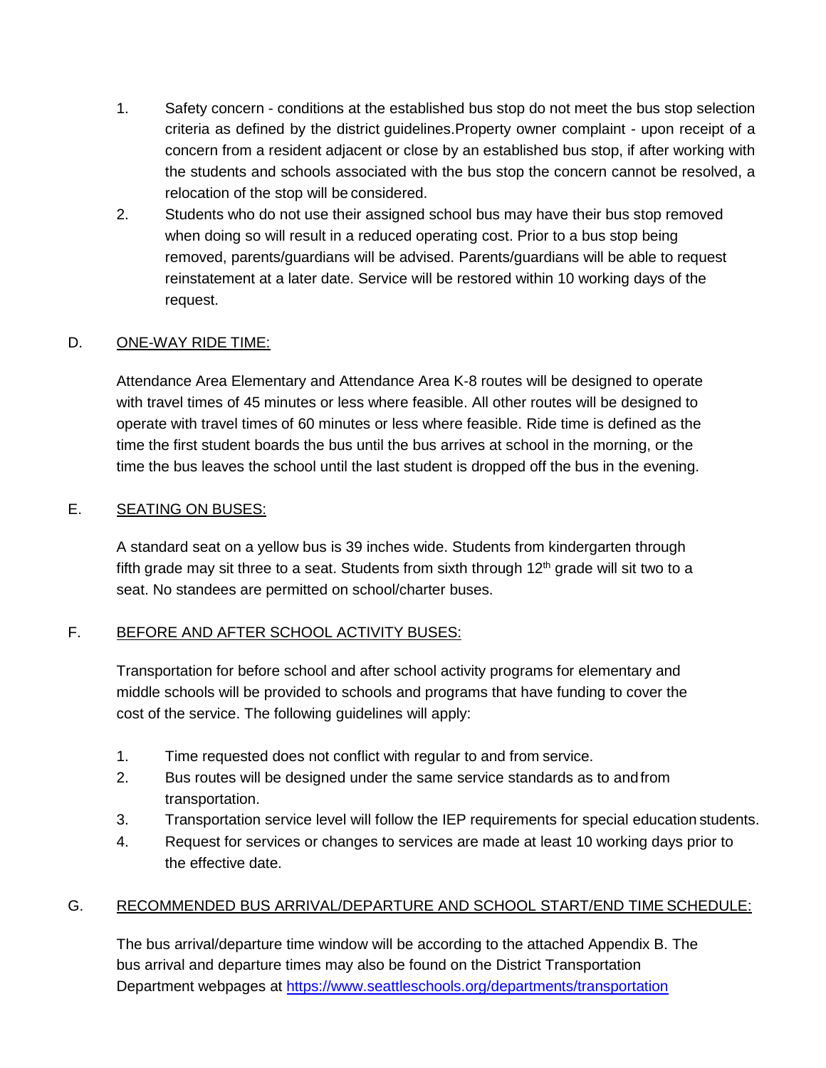1. Safety concern - conditions at the established bus stop do not meet the bus stop selection criteria as defined by the district guidelines.Property owner complaint - upon receipt of a concern from a resident adjacent or close by an established bus stop, if after working with the students and schools associated with the bus stop the concern cannot be resolved, a relocation of the stop will be considered.
2. Students who do not use their assigned school bus may have their bus stop removed when doing so will result in a reduced operating cost. Prior to a bus stop being removed, parents/guardians will be advised. Parents/guardians will be able to request reinstatement at a later date. Service will be restored within 10 working days of the request.

D. <u>ONE-WAY RIDE TIME:</u>

Attendance Area Elementary and Attendance Area K-8 routes will be designed to operate with travel times of 45 minutes or less where feasible. All other routes will be designed to operate with travel times of 60 minutes or less where feasible. Ride time is defined as the time the first student boards the bus until the bus arrives at school in the morning, or the time the bus leaves the school until the last student is dropped off the bus in the evening.

E. <u>SEATING ON BUSES:</u>

A standard seat on a yellow bus is 39 inches wide. Students from kindergarten through fifth grade may sit three to a seat. Students from sixth through 12th grade will sit two to a seat. No standees are permitted on school/charter buses.

F. <u>BEFORE AND AFTER SCHOOL ACTIVITY BUSES:</u>

Transportation for before school and after school activity programs for elementary and middle schools will be provided to schools and programs that have funding to cover the cost of the service. The following guidelines will apply:

1. Time requested does not conflict with regular to and from service.
2. Bus routes will be designed under the same service standards as to and from transportation.
3. Transportation service level will follow the IEP requirements for special education students.
4. Request for services or changes to services are made at least 10 working days prior to the effective date.

G. <u>RECOMMENDED BUS ARRIVAL/DEPARTURE AND SCHOOL START/END TIME SCHEDULE:</u>

The bus arrival/departure time window will be according to the attached Appendix B. The bus arrival and departure times may also be found on the District Transportation Department webpages at [https://www.seattleschools.org/departments/transportation](https://www.seattleschools.org/departments/transportation)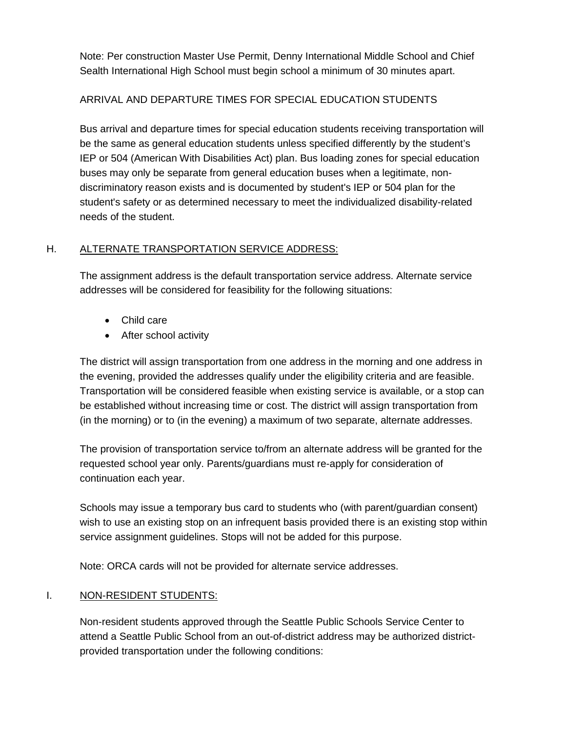Note: Per construction Master Use Permit, Denny International Middle School and Chief Sealth International High School must begin school a minimum of 30 minutes apart.

ARRIVAL AND DEPARTURE TIMES FOR SPECIAL EDUCATION STUDENTS

Bus arrival and departure times for special education students receiving transportation will be the same as general education students unless specified differently by the student's IEP or 504 (American With Disabilities Act) plan. Bus loading zones for special education buses may only be separate from general education buses when a legitimate, non-discriminatory reason exists and is documented by student's IEP or 504 plan for the student's safety or as determined necessary to meet the individualized disability-related needs of the student.

## H. ALTERNATE TRANSPORTATION SERVICE ADDRESS:

The assignment address is the default transportation service address. Alternate service addresses will be considered for feasibility for the following situations:

- Child care
- After school activity

The district will assign transportation from one address in the morning and one address in the evening, provided the addresses qualify under the eligibility criteria and are feasible. Transportation will be considered feasible when existing service is available, or a stop can be established without increasing time or cost. The district will assign transportation from (in the morning) or to (in the evening) a maximum of two separate, alternate addresses.

The provision of transportation service to/from an alternate address will be granted for the requested school year only. Parents/guardians must re-apply for consideration of continuation each year.

Schools may issue a temporary bus card to students who (with parent/guardian consent) wish to use an existing stop on an infrequent basis provided there is an existing stop within service assignment guidelines. Stops will not be added for this purpose.

Note: ORCA cards will not be provided for alternate service addresses.

## I. NON-RESIDENT STUDENTS:

Non-resident students approved through the Seattle Public Schools Service Center to attend a Seattle Public School from an out-of-district address may be authorized district-provided transportation under the following conditions: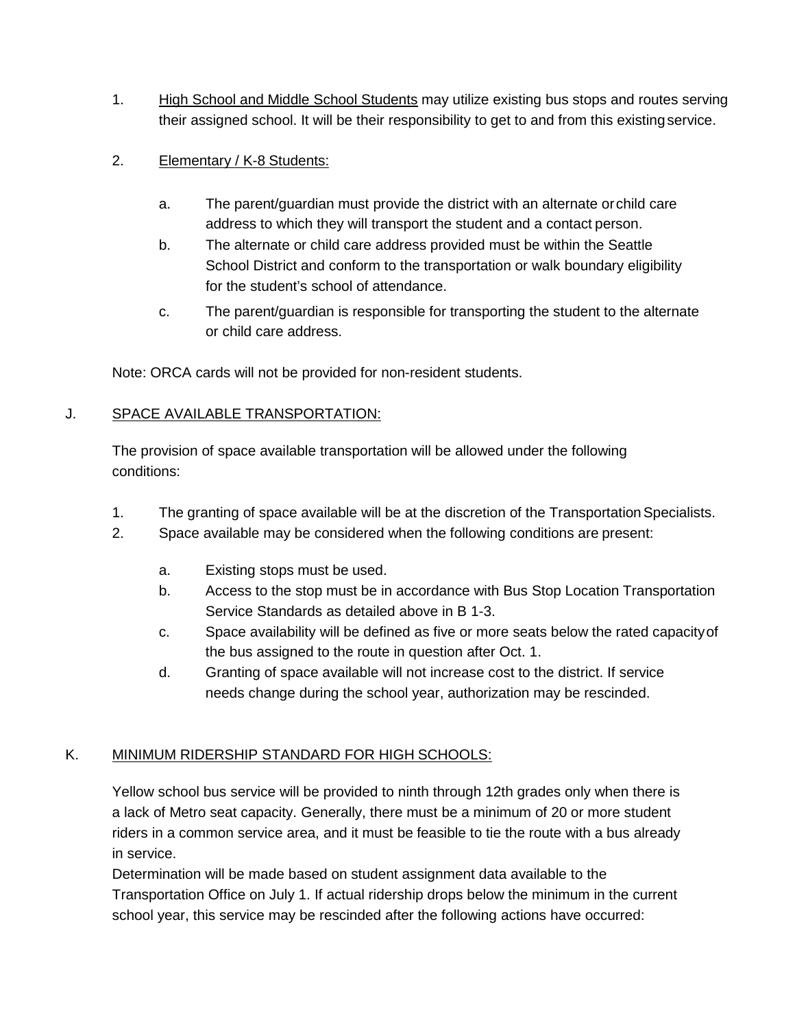1. High School and Middle School Students may utilize existing bus stops and routes serving their assigned school. It will be their responsibility to get to and from this existing service.

2. Elementary / K-8 Students:

   a. The parent/guardian must provide the district with an alternate or child care address to which they will transport the student and a contact person.

   b. The alternate or child care address provided must be within the Seattle School District and conform to the transportation or walk boundary eligibility for the student's school of attendance.

   c. The parent/guardian is responsible for transporting the student to the alternate or child care address.

Note: ORCA cards will not be provided for non-resident students.

J. SPACE AVAILABLE TRANSPORTATION:

The provision of space available transportation will be allowed under the following conditions:

1. The granting of space available will be at the discretion of the Transportation Specialists.
2. Space available may be considered when the following conditions are present:

   a. Existing stops must be used.

   b. Access to the stop must be in accordance with Bus Stop Location Transportation Service Standards as detailed above in B 1-3.

   c. Space availability will be defined as five or more seats below the rated capacity of the bus assigned to the route in question after Oct. 1.

   d. Granting of space available will not increase cost to the district. If service needs change during the school year, authorization may be rescinded.

K. MINIMUM RIDERSHIP STANDARD FOR HIGH SCHOOLS:

Yellow school bus service will be provided to ninth through 12th grades only when there is a lack of Metro seat capacity. Generally, there must be a minimum of 20 or more student riders in a common service area, and it must be feasible to tie the route with a bus already in service.

Determination will be made based on student assignment data available to the Transportation Office on July 1. If actual ridership drops below the minimum in the current school year, this service may be rescinded after the following actions have occurred: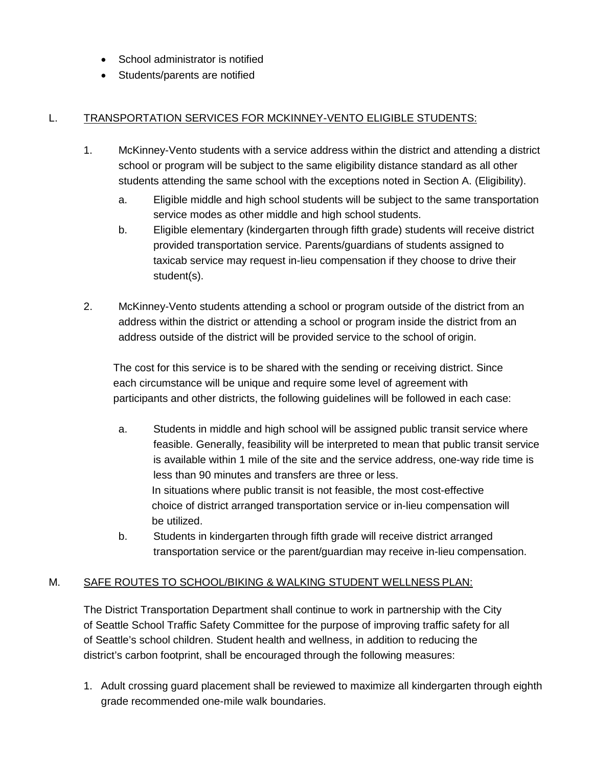- School administrator is notified
- Students/parents are notified

L. TRANSPORTATION SERVICES FOR MCKINNEY-VENTO ELIGIBLE STUDENTS:

1. McKinney-Vento students with a service address within the district and attending a district school or program will be subject to the same eligibility distance standard as all other students attending the same school with the exceptions noted in Section A. (Eligibility).
   a. Eligible middle and high school students will be subject to the same transportation service modes as other middle and high school students.
   b. Eligible elementary (kindergarten through fifth grade) students will receive district provided transportation service. Parents/guardians of students assigned to taxicab service may request in-lieu compensation if they choose to drive their student(s).

2. McKinney-Vento students attending a school or program outside of the district from an address within the district or attending a school or program inside the district from an address outside of the district will be provided service to the school of origin.

   The cost for this service is to be shared with the sending or receiving district. Since each circumstance will be unique and require some level of agreement with participants and other districts, the following guidelines will be followed in each case:

   a. Students in middle and high school will be assigned public transit service where feasible. Generally, feasibility will be interpreted to mean that public transit service is available within 1 mile of the site and the service address, one-way ride time is less than 90 minutes and transfers are three or less.
      In situations where public transit is not feasible, the most cost-effective choice of district arranged transportation service or in-lieu compensation will be utilized.
   b. Students in kindergarten through fifth grade will receive district arranged transportation service or the parent/guardian may receive in-lieu compensation.

M. SAFE ROUTES TO SCHOOL/BIKING & WALKING STUDENT WELLNESS PLAN:

The District Transportation Department shall continue to work in partnership with the City of Seattle School Traffic Safety Committee for the purpose of improving traffic safety for all of Seattle's school children. Student health and wellness, in addition to reducing the district's carbon footprint, shall be encouraged through the following measures:

1. Adult crossing guard placement shall be reviewed to maximize all kindergarten through eighth grade recommended one-mile walk boundaries.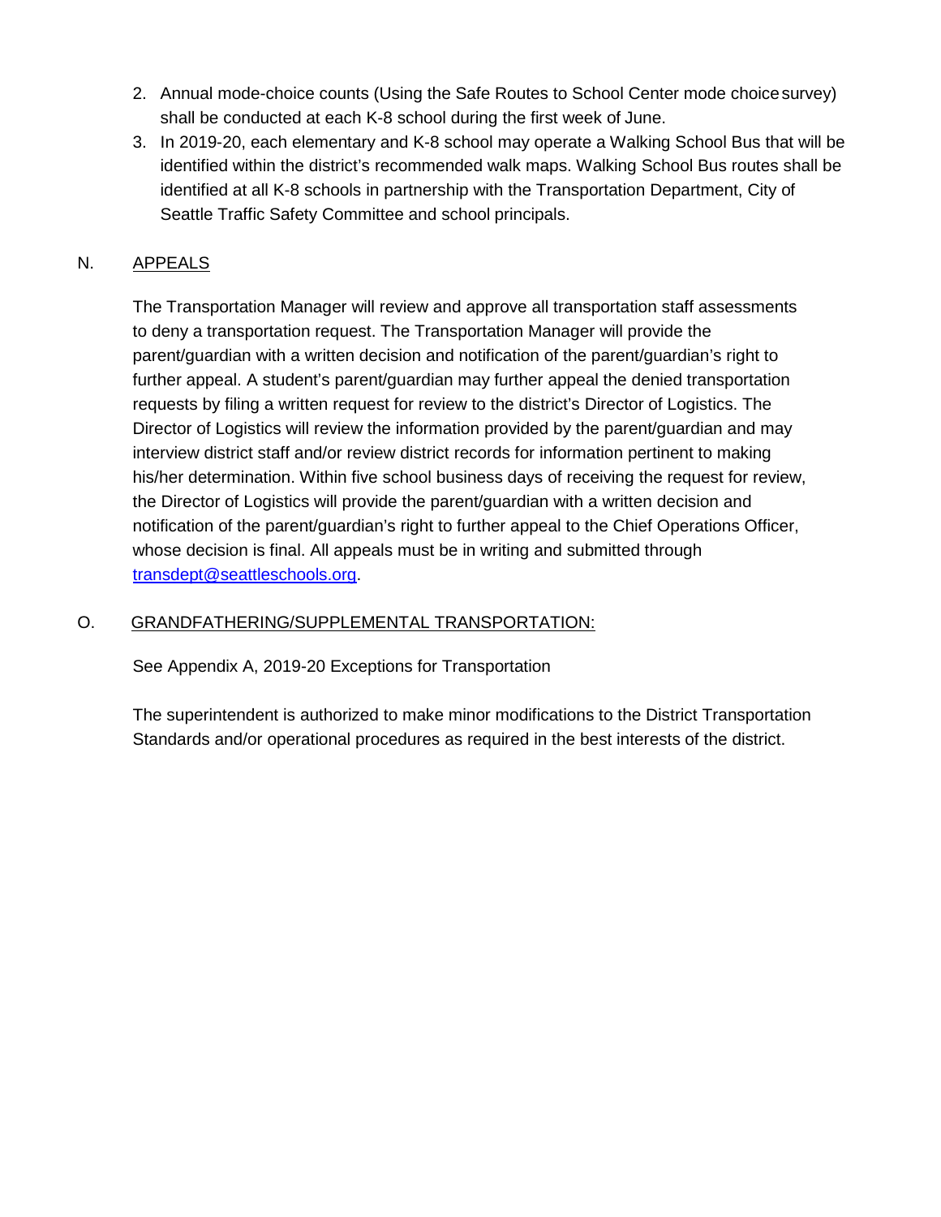2. Annual mode-choice counts (Using the Safe Routes to School Center mode choice survey) shall be conducted at each K-8 school during the first week of June.
3. In 2019-20, each elementary and K-8 school may operate a Walking School Bus that will be identified within the district's recommended walk maps. Walking School Bus routes shall be identified at all K-8 schools in partnership with the Transportation Department, City of Seattle Traffic Safety Committee and school principals.

N. <u>APPEALS</u>

The Transportation Manager will review and approve all transportation staff assessments to deny a transportation request. The Transportation Manager will provide the parent/guardian with a written decision and notification of the parent/guardian's right to further appeal. A student's parent/guardian may further appeal the denied transportation requests by filing a written request for review to the district's Director of Logistics. The Director of Logistics will review the information provided by the parent/guardian and may interview district staff and/or review district records for information pertinent to making his/her determination. Within five school business days of receiving the request for review, the Director of Logistics will provide the parent/guardian with a written decision and notification of the parent/guardian's right to further appeal to the Chief Operations Officer, whose decision is final. All appeals must be in writing and submitted through [transdept@seattleschools.org](mailto:transdept@seattleschools.org).

O. <u>GRANDFATHERING/SUPPLEMENTAL TRANSPORTATION:</u>

See Appendix A, 2019-20 Exceptions for Transportation

The superintendent is authorized to make minor modifications to the District Transportation Standards and/or operational procedures as required in the best interests of the district.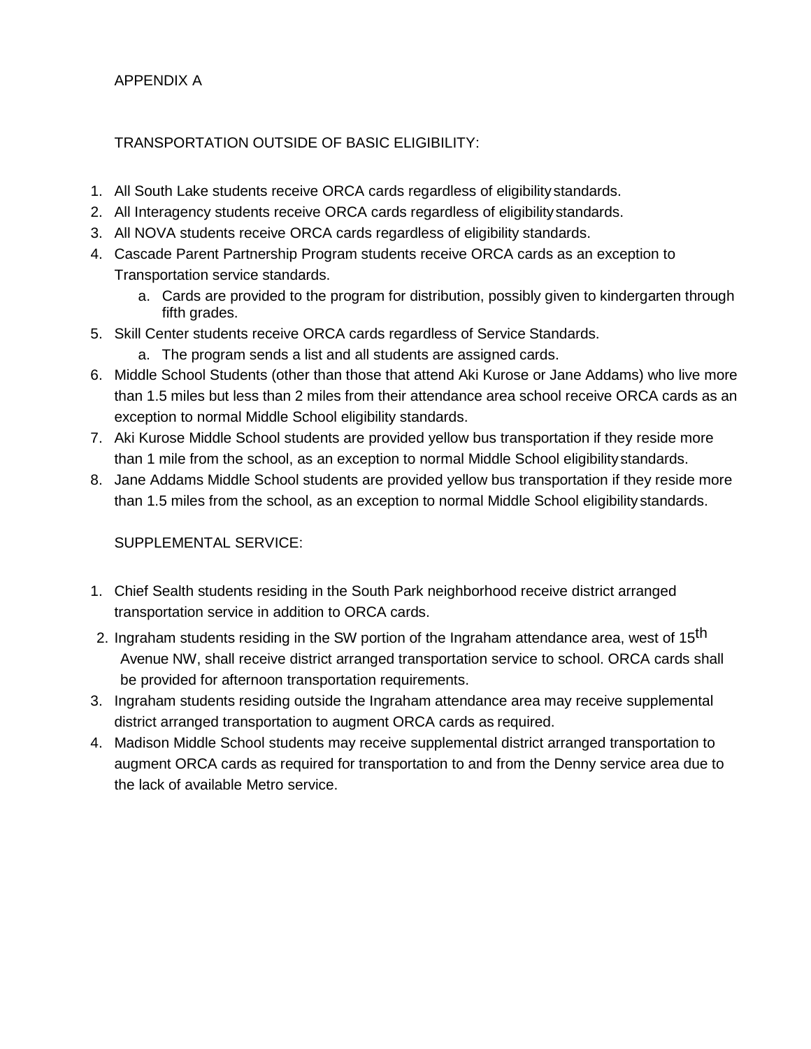## APPENDIX A

### TRANSPORTATION OUTSIDE OF BASIC ELIGIBILITY:

1. All South Lake students receive ORCA cards regardless of eligibility standards.
2. All Interagency students receive ORCA cards regardless of eligibility standards.
3. All NOVA students receive ORCA cards regardless of eligibility standards.
4. Cascade Parent Partnership Program students receive ORCA cards as an exception to Transportation service standards.
   a. Cards are provided to the program for distribution, possibly given to kindergarten through fifth grades.
5. Skill Center students receive ORCA cards regardless of Service Standards.
   a. The program sends a list and all students are assigned cards.
6. Middle School Students (other than those that attend Aki Kurose or Jane Addams) who live more than 1.5 miles but less than 2 miles from their attendance area school receive ORCA cards as an exception to normal Middle School eligibility standards.
7. Aki Kurose Middle School students are provided yellow bus transportation if they reside more than 1 mile from the school, as an exception to normal Middle School eligibility standards.
8. Jane Addams Middle School students are provided yellow bus transportation if they reside more than 1.5 miles from the school, as an exception to normal Middle School eligibility standards.

### SUPPLEMENTAL SERVICE:

1. Chief Sealth students residing in the South Park neighborhood receive district arranged transportation service in addition to ORCA cards.
2. Ingraham students residing in the SW portion of the Ingraham attendance area, west of 15th Avenue NW, shall receive district arranged transportation service to school. ORCA cards shall be provided for afternoon transportation requirements.
3. Ingraham students residing outside the Ingraham attendance area may receive supplemental district arranged transportation to augment ORCA cards as required.
4. Madison Middle School students may receive supplemental district arranged transportation to augment ORCA cards as required for transportation to and from the Denny service area due to the lack of available Metro service.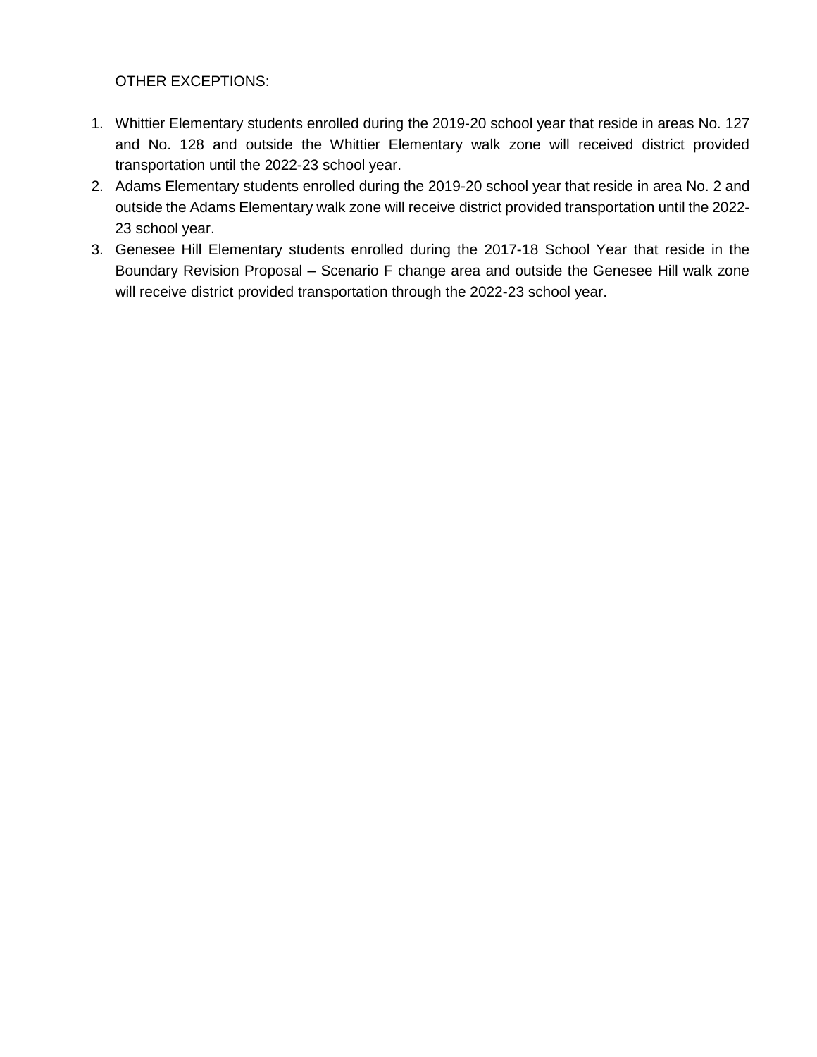OTHER EXCEPTIONS:

1. Whittier Elementary students enrolled during the 2019-20 school year that reside in areas No. 127 and No. 128 and outside the Whittier Elementary walk zone will received district provided transportation until the 2022-23 school year.
2. Adams Elementary students enrolled during the 2019-20 school year that reside in area No. 2 and outside the Adams Elementary walk zone will receive district provided transportation until the 2022-23 school year.
3. Genesee Hill Elementary students enrolled during the 2017-18 School Year that reside in the Boundary Revision Proposal – Scenario F change area and outside the Genesee Hill walk zone will receive district provided transportation through the 2022-23 school year.